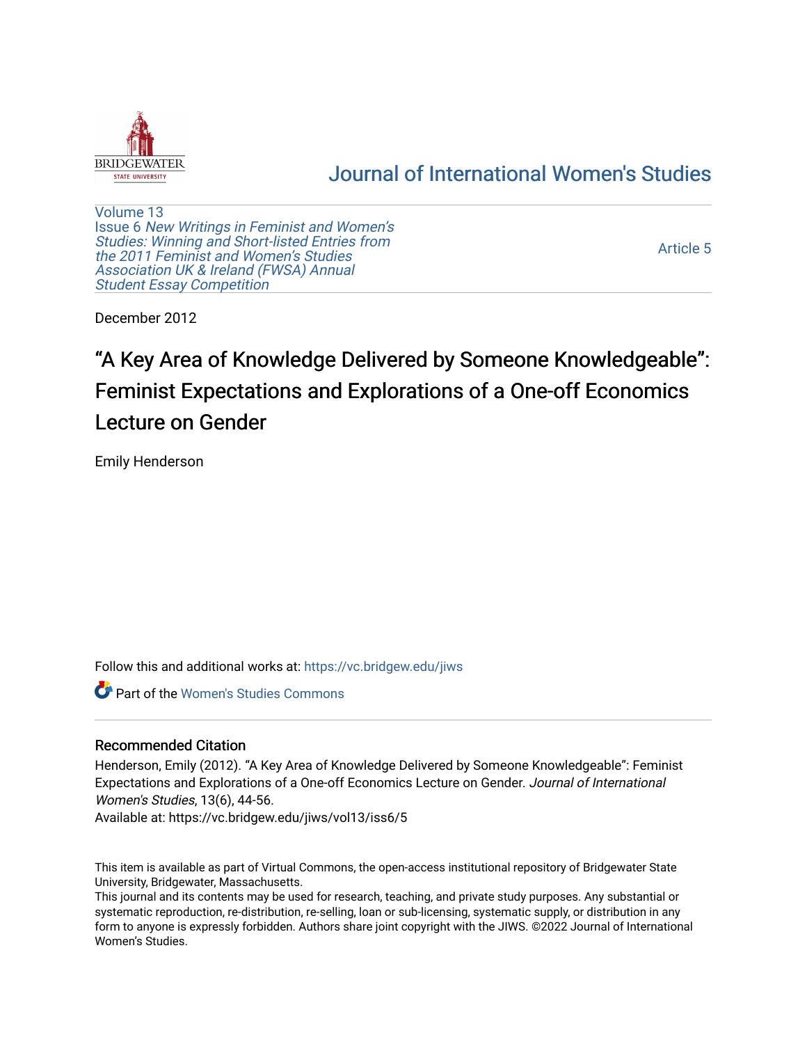# Journal of International Women's Studies

Volume 13
Issue 6 *New Writings in Feminist and Women's Studies: Winning and Short-listed Entries from the 2011 Feminist and Women's Studies Association UK & Ireland (FWSA) Annual Student Essay Competition*

Article 5

December 2012

# "A Key Area of Knowledge Delivered by Someone Knowledgeable": Feminist Expectations and Explorations of a One-off Economics Lecture on Gender

Emily Henderson

Follow this and additional works at: https://vc.bridgew.edu/jiws

Part of the Women's Studies Commons

## Recommended Citation

Henderson, Emily (2012). "A Key Area of Knowledge Delivered by Someone Knowledgeable": Feminist Expectations and Explorations of a One-off Economics Lecture on Gender. *Journal of International Women's Studies*, 13(6), 44-56.
Available at: https://vc.bridgew.edu/jiws/vol13/iss6/5

This item is available as part of Virtual Commons, the open-access institutional repository of Bridgewater State University, Bridgewater, Massachusetts.
This journal and its contents may be used for research, teaching, and private study purposes. Any substantial or systematic reproduction, re-distribution, re-selling, loan or sub-licensing, systematic supply, or distribution in any form to anyone is expressly forbidden. Authors share joint copyright with the JIWS. ©2022 Journal of International Women's Studies.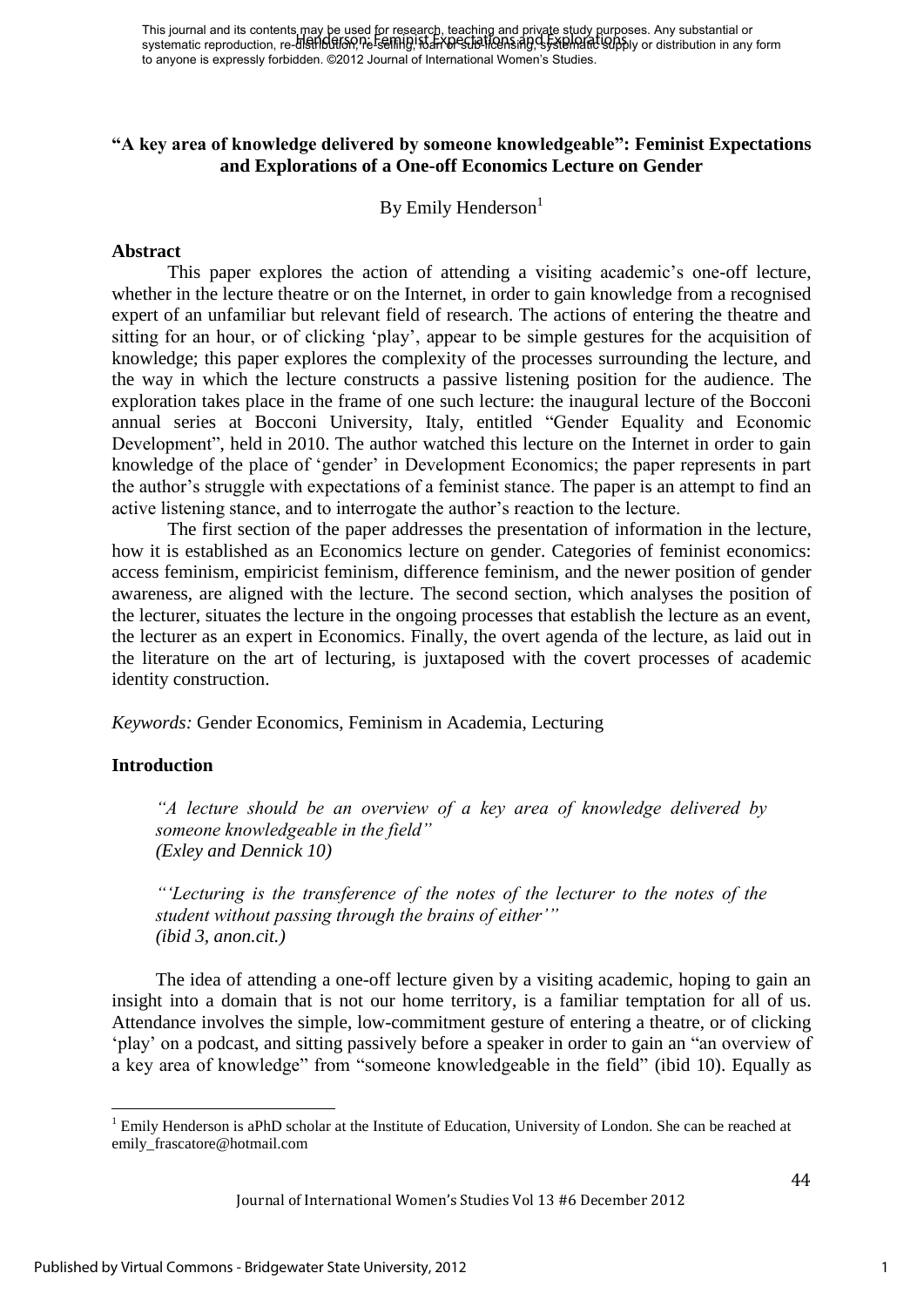**"A key area of knowledge delivered by someone knowledgeable": Feminist Expectations and Explorations of a One-off Economics Lecture on Gender**

By Emily Henderson[1]

## Abstract

This paper explores the action of attending a visiting academic's one-off lecture, whether in the lecture theatre or on the Internet, in order to gain knowledge from a recognised expert of an unfamiliar but relevant field of research. The actions of entering the theatre and sitting for an hour, or of clicking 'play', appear to be simple gestures for the acquisition of knowledge; this paper explores the complexity of the processes surrounding the lecture, and the way in which the lecture constructs a passive listening position for the audience. The exploration takes place in the frame of one such lecture: the inaugural lecture of the Bocconi annual series at Bocconi University, Italy, entitled "Gender Equality and Economic Development", held in 2010. The author watched this lecture on the Internet in order to gain knowledge of the place of 'gender' in Development Economics; the paper represents in part the author's struggle with expectations of a feminist stance. The paper is an attempt to find an active listening stance, and to interrogate the author's reaction to the lecture.

The first section of the paper addresses the presentation of information in the lecture, how it is established as an Economics lecture on gender. Categories of feminist economics: access feminism, empiricist feminism, difference feminism, and the newer position of gender awareness, are aligned with the lecture. The second section, which analyses the position of the lecturer, situates the lecture in the ongoing processes that establish the lecture as an event, the lecturer as an expert in Economics. Finally, the overt agenda of the lecture, as laid out in the literature on the art of lecturing, is juxtaposed with the covert processes of academic identity construction.

*Keywords:* Gender Economics, Feminism in Academia, Lecturing

## Introduction

> *"A lecture should be an overview of a key area of knowledge delivered by someone knowledgeable in the field"*
> ***(Exley and Dennick 10)***
>
> *"'Lecturing is the transference of the notes of the lecturer to the notes of the student without passing through the brains of either'"*
> ***(ibid 3, anon.cit.)***

The idea of attending a one-off lecture given by a visiting academic, hoping to gain an insight into a domain that is not our home territory, is a familiar temptation for all of us. Attendance involves the simple, low-commitment gesture of entering a theatre, or of clicking 'play' on a podcast, and sitting passively before a speaker in order to gain an "an overview of a key area of knowledge" from "someone knowledgeable in the field" (ibid 10). Equally as

[1] Emily Henderson is aPhD scholar at the Institute of Education, University of London. She can be reached at emily_frascatore@hotmail.com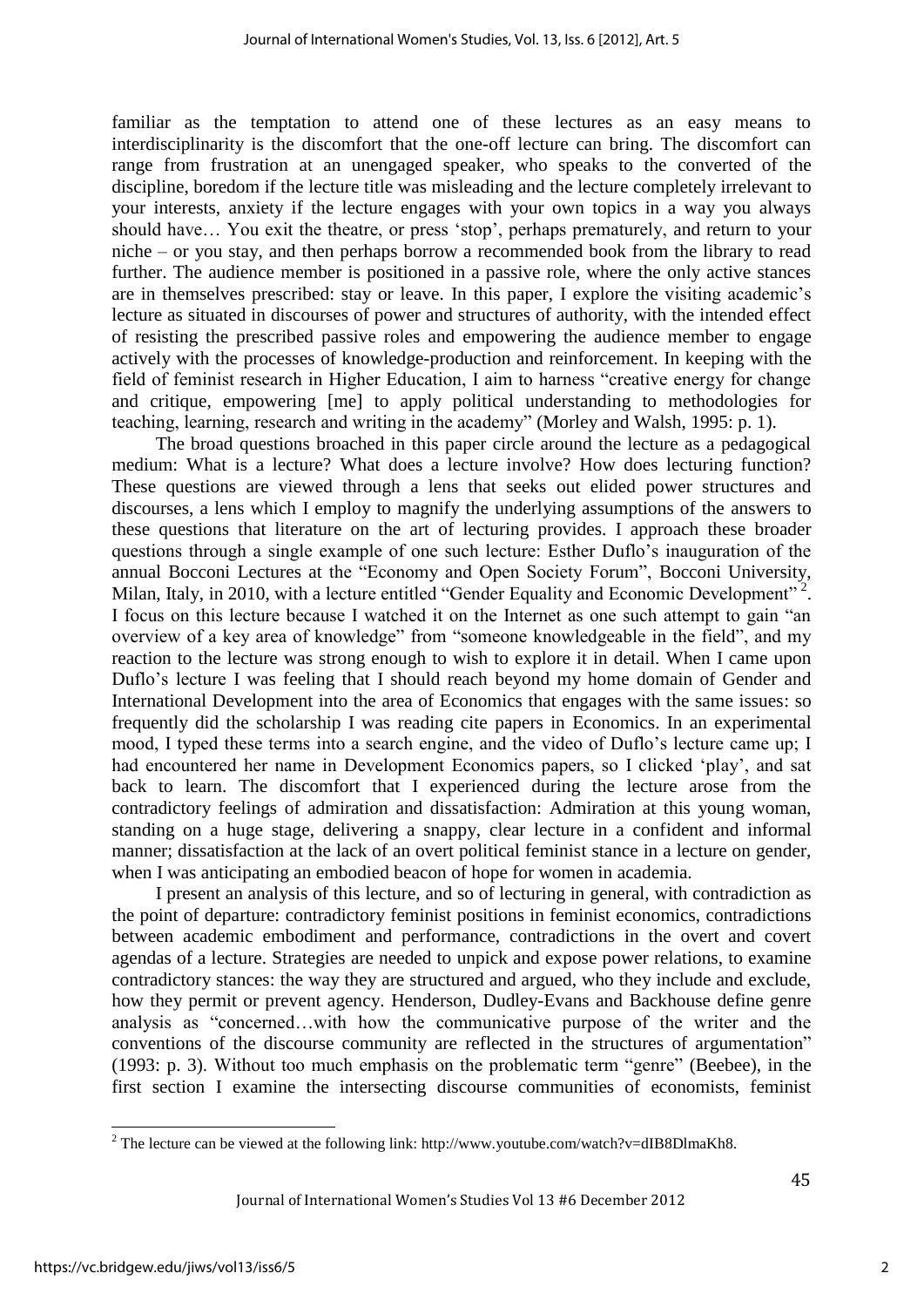familiar as the temptation to attend one of these lectures as an easy means to interdisciplinarity is the discomfort that the one-off lecture can bring. The discomfort can range from frustration at an unengaged speaker, who speaks to the converted of the discipline, boredom if the lecture title was misleading and the lecture completely irrelevant to your interests, anxiety if the lecture engages with your own topics in a way you always should have… You exit the theatre, or press 'stop', perhaps prematurely, and return to your niche – or you stay, and then perhaps borrow a recommended book from the library to read further. The audience member is positioned in a passive role, where the only active stances are in themselves prescribed: stay or leave. In this paper, I explore the visiting academic's lecture as situated in discourses of power and structures of authority, with the intended effect of resisting the prescribed passive roles and empowering the audience member to engage actively with the processes of knowledge-production and reinforcement. In keeping with the field of feminist research in Higher Education, I aim to harness "creative energy for change and critique, empowering [me] to apply political understanding to methodologies for teaching, learning, research and writing in the academy" (Morley and Walsh, 1995: p. 1).

The broad questions broached in this paper circle around the lecture as a pedagogical medium: What is a lecture? What does a lecture involve? How does lecturing function? These questions are viewed through a lens that seeks out elided power structures and discourses, a lens which I employ to magnify the underlying assumptions of the answers to these questions that literature on the art of lecturing provides. I approach these broader questions through a single example of one such lecture: Esther Duflo's inauguration of the annual Bocconi Lectures at the "Economy and Open Society Forum", Bocconi University, Milan, Italy, in 2010, with a lecture entitled "Gender Equality and Economic Development"[2]. I focus on this lecture because I watched it on the Internet as one such attempt to gain "an overview of a key area of knowledge" from "someone knowledgeable in the field", and my reaction to the lecture was strong enough to wish to explore it in detail. When I came upon Duflo's lecture I was feeling that I should reach beyond my home domain of Gender and International Development into the area of Economics that engages with the same issues: so frequently did the scholarship I was reading cite papers in Economics. In an experimental mood, I typed these terms into a search engine, and the video of Duflo's lecture came up; I had encountered her name in Development Economics papers, so I clicked 'play', and sat back to learn. The discomfort that I experienced during the lecture arose from the contradictory feelings of admiration and dissatisfaction: Admiration at this young woman, standing on a huge stage, delivering a snappy, clear lecture in a confident and informal manner; dissatisfaction at the lack of an overt political feminist stance in a lecture on gender, when I was anticipating an embodied beacon of hope for women in academia.

I present an analysis of this lecture, and so of lecturing in general, with contradiction as the point of departure: contradictory feminist positions in feminist economics, contradictions between academic embodiment and performance, contradictions in the overt and covert agendas of a lecture. Strategies are needed to unpick and expose power relations, to examine contradictory stances: the way they are structured and argued, who they include and exclude, how they permit or prevent agency. Henderson, Dudley-Evans and Backhouse define genre analysis as "concerned…with how the communicative purpose of the writer and the conventions of the discourse community are reflected in the structures of argumentation" (1993: p. 3). Without too much emphasis on the problematic term "genre" (Beebee), in the first section I examine the intersecting discourse communities of economists, feminist

[2] The lecture can be viewed at the following link: http://www.youtube.com/watch?v=dIB8DlmaKh8.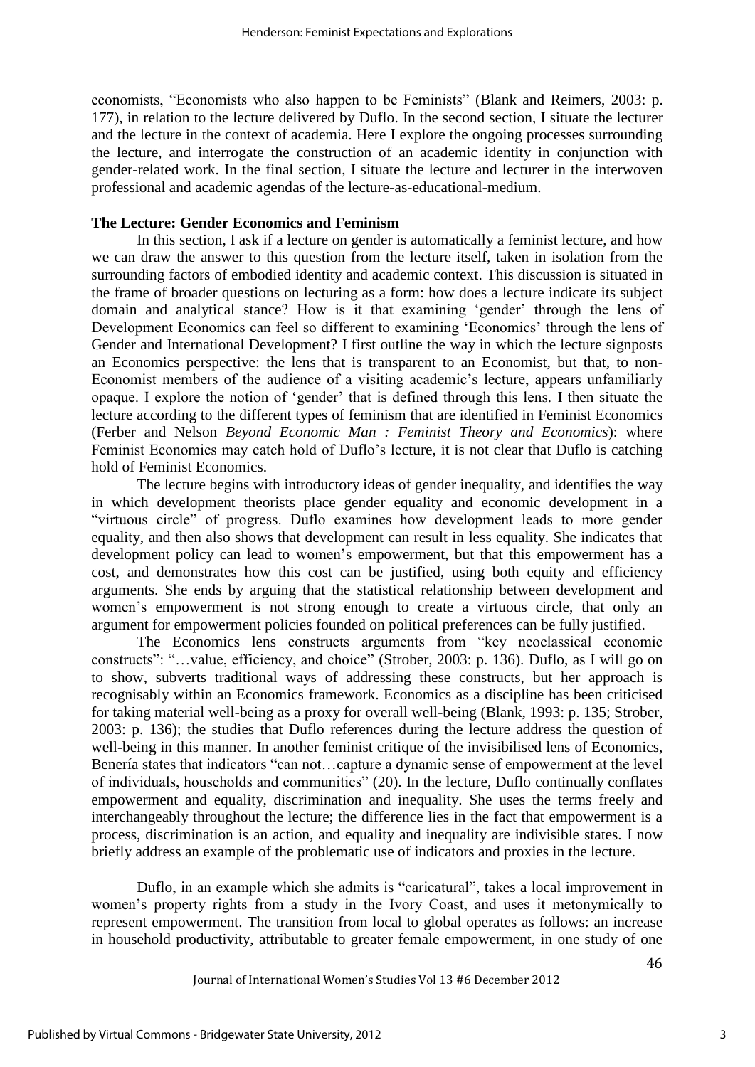economists, "Economists who also happen to be Feminists" (Blank and Reimers, 2003: p. 177), in relation to the lecture delivered by Duflo. In the second section, I situate the lecturer and the lecture in the context of academia. Here I explore the ongoing processes surrounding the lecture, and interrogate the construction of an academic identity in conjunction with gender-related work. In the final section, I situate the lecture and lecturer in the interwoven professional and academic agendas of the lecture-as-educational-medium.

**The Lecture: Gender Economics and Feminism**

In this section, I ask if a lecture on gender is automatically a feminist lecture, and how we can draw the answer to this question from the lecture itself, taken in isolation from the surrounding factors of embodied identity and academic context. This discussion is situated in the frame of broader questions on lecturing as a form: how does a lecture indicate its subject domain and analytical stance? How is it that examining 'gender' through the lens of Development Economics can feel so different to examining 'Economics' through the lens of Gender and International Development? I first outline the way in which the lecture signposts an Economics perspective: the lens that is transparent to an Economist, but that, to non-Economist members of the audience of a visiting academic's lecture, appears unfamiliarly opaque. I explore the notion of 'gender' that is defined through this lens. I then situate the lecture according to the different types of feminism that are identified in Feminist Economics (Ferber and Nelson *Beyond Economic Man : Feminist Theory and Economics*): where Feminist Economics may catch hold of Duflo's lecture, it is not clear that Duflo is catching hold of Feminist Economics.

The lecture begins with introductory ideas of gender inequality, and identifies the way in which development theorists place gender equality and economic development in a "virtuous circle" of progress. Duflo examines how development leads to more gender equality, and then also shows that development can result in less equality. She indicates that development policy can lead to women's empowerment, but that this empowerment has a cost, and demonstrates how this cost can be justified, using both equity and efficiency arguments. She ends by arguing that the statistical relationship between development and women's empowerment is not strong enough to create a virtuous circle, that only an argument for empowerment policies founded on political preferences can be fully justified.

The Economics lens constructs arguments from "key neoclassical economic constructs": "…value, efficiency, and choice" (Strober, 2003: p. 136). Duflo, as I will go on to show, subverts traditional ways of addressing these constructs, but her approach is recognisably within an Economics framework. Economics as a discipline has been criticised for taking material well-being as a proxy for overall well-being (Blank, 1993: p. 135; Strober, 2003: p. 136); the studies that Duflo references during the lecture address the question of well-being in this manner. In another feminist critique of the invisibilised lens of Economics, Benería states that indicators "can not…capture a dynamic sense of empowerment at the level of individuals, households and communities" (20). In the lecture, Duflo continually conflates empowerment and equality, discrimination and inequality. She uses the terms freely and interchangeably throughout the lecture; the difference lies in the fact that empowerment is a process, discrimination is an action, and equality and inequality are indivisible states. I now briefly address an example of the problematic use of indicators and proxies in the lecture.

Duflo, in an example which she admits is "caricatural", takes a local improvement in women's property rights from a study in the Ivory Coast, and uses it metonymically to represent empowerment. The transition from local to global operates as follows: an increase in household productivity, attributable to greater female empowerment, in one study of one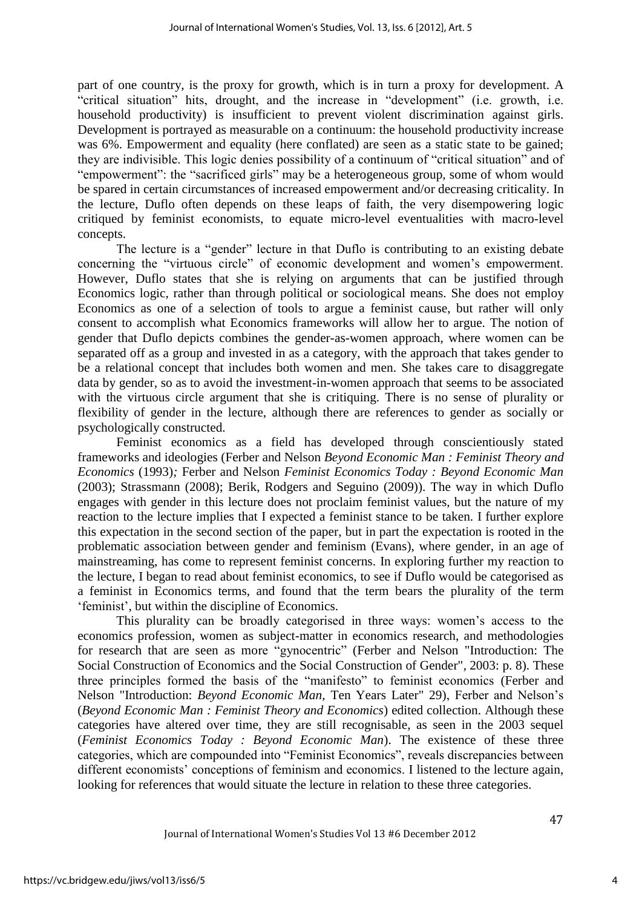part of one country, is the proxy for growth, which is in turn a proxy for development. A "critical situation" hits, drought, and the increase in "development" (i.e. growth, i.e. household productivity) is insufficient to prevent violent discrimination against girls. Development is portrayed as measurable on a continuum: the household productivity increase was 6%. Empowerment and equality (here conflated) are seen as a static state to be gained; they are indivisible. This logic denies possibility of a continuum of "critical situation" and of "empowerment": the "sacrificed girls" may be a heterogeneous group, some of whom would be spared in certain circumstances of increased empowerment and/or decreasing criticality. In the lecture, Duflo often depends on these leaps of faith, the very disempowering logic critiqued by feminist economists, to equate micro-level eventualities with macro-level concepts.

The lecture is a "gender" lecture in that Duflo is contributing to an existing debate concerning the "virtuous circle" of economic development and women's empowerment. However, Duflo states that she is relying on arguments that can be justified through Economics logic, rather than through political or sociological means. She does not employ Economics as one of a selection of tools to argue a feminist cause, but rather will only consent to accomplish what Economics frameworks will allow her to argue. The notion of gender that Duflo depicts combines the gender-as-women approach, where women can be separated off as a group and invested in as a category, with the approach that takes gender to be a relational concept that includes both women and men. She takes care to disaggregate data by gender, so as to avoid the investment-in-women approach that seems to be associated with the virtuous circle argument that she is critiquing. There is no sense of plurality or flexibility of gender in the lecture, although there are references to gender as socially or psychologically constructed.

Feminist economics as a field has developed through conscientiously stated frameworks and ideologies (Ferber and Nelson *Beyond Economic Man : Feminist Theory and Economics* (1993)*;* Ferber and Nelson *Feminist Economics Today : Beyond Economic Man* (2003); Strassmann (2008); Berik, Rodgers and Seguino (2009)). The way in which Duflo engages with gender in this lecture does not proclaim feminist values, but the nature of my reaction to the lecture implies that I expected a feminist stance to be taken. I further explore this expectation in the second section of the paper, but in part the expectation is rooted in the problematic association between gender and feminism (Evans), where gender, in an age of mainstreaming, has come to represent feminist concerns. In exploring further my reaction to the lecture, I began to read about feminist economics, to see if Duflo would be categorised as a feminist in Economics terms, and found that the term bears the plurality of the term 'feminist', but within the discipline of Economics.

This plurality can be broadly categorised in three ways: women's access to the economics profession, women as subject-matter in economics research, and methodologies for research that are seen as more "gynocentric" (Ferber and Nelson "Introduction: The Social Construction of Economics and the Social Construction of Gender", 2003: p. 8). These three principles formed the basis of the "manifesto" to feminist economics (Ferber and Nelson "Introduction: *Beyond Economic Man*, Ten Years Later" 29), Ferber and Nelson's (*Beyond Economic Man : Feminist Theory and Economics*) edited collection. Although these categories have altered over time, they are still recognisable, as seen in the 2003 sequel (*Feminist Economics Today : Beyond Economic Man*). The existence of these three categories, which are compounded into "Feminist Economics", reveals discrepancies between different economists' conceptions of feminism and economics. I listened to the lecture again, looking for references that would situate the lecture in relation to these three categories.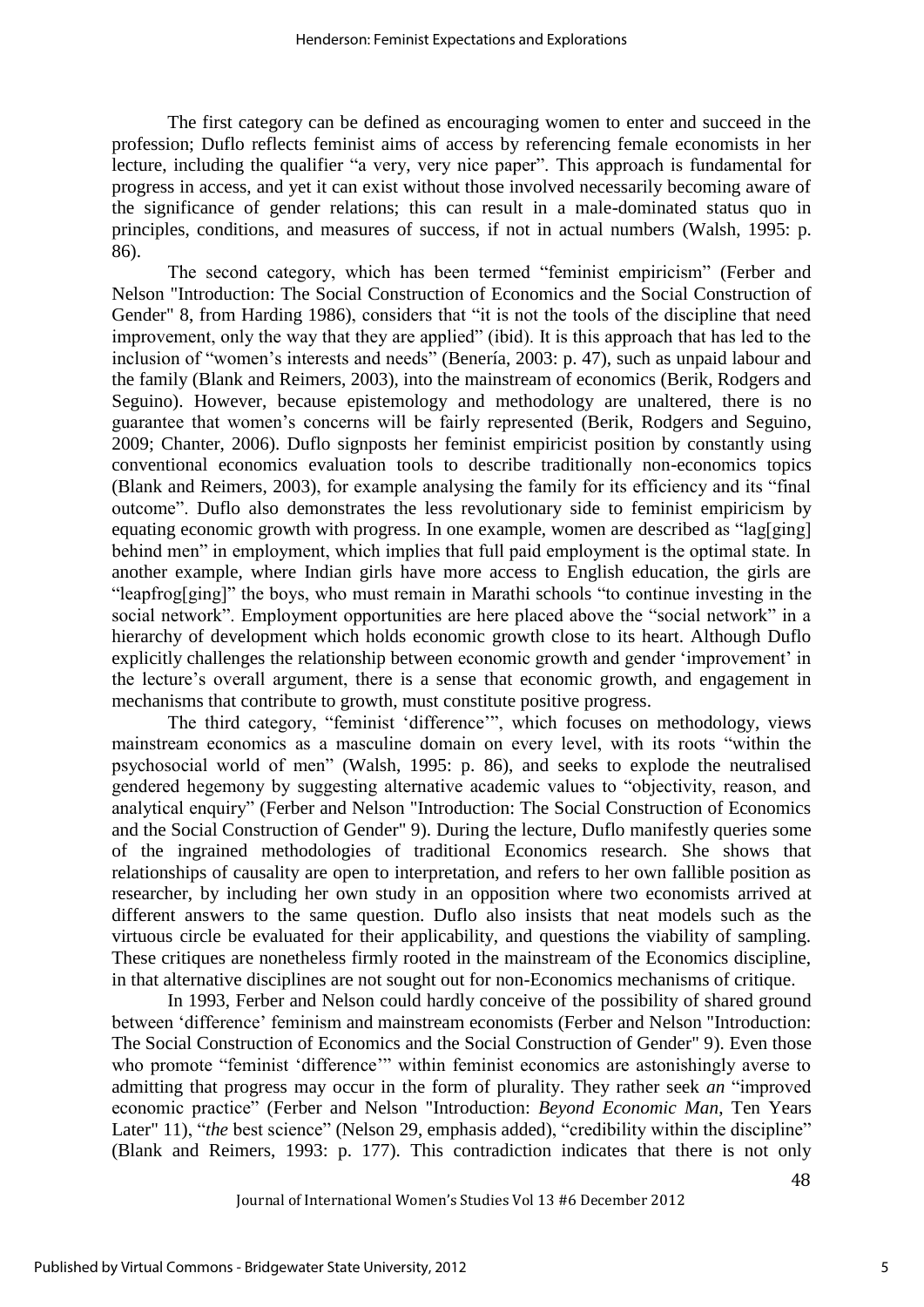The first category can be defined as encouraging women to enter and succeed in the profession; Duflo reflects feminist aims of access by referencing female economists in her lecture, including the qualifier "a very, very nice paper". This approach is fundamental for progress in access, and yet it can exist without those involved necessarily becoming aware of the significance of gender relations; this can result in a male-dominated status quo in principles, conditions, and measures of success, if not in actual numbers (Walsh, 1995: p. 86).

The second category, which has been termed "feminist empiricism" (Ferber and Nelson "Introduction: The Social Construction of Economics and the Social Construction of Gender" 8, from Harding 1986), considers that "it is not the tools of the discipline that need improvement, only the way that they are applied" (ibid). It is this approach that has led to the inclusion of "women's interests and needs" (Benería, 2003: p. 47), such as unpaid labour and the family (Blank and Reimers, 2003), into the mainstream of economics (Berik, Rodgers and Seguino). However, because epistemology and methodology are unaltered, there is no guarantee that women's concerns will be fairly represented (Berik, Rodgers and Seguino, 2009; Chanter, 2006). Duflo signposts her feminist empiricist position by constantly using conventional economics evaluation tools to describe traditionally non-economics topics (Blank and Reimers, 2003), for example analysing the family for its efficiency and its "final outcome". Duflo also demonstrates the less revolutionary side to feminist empiricism by equating economic growth with progress. In one example, women are described as "lag[ging] behind men" in employment, which implies that full paid employment is the optimal state. In another example, where Indian girls have more access to English education, the girls are "leapfrog[ging]" the boys, who must remain in Marathi schools "to continue investing in the social network". Employment opportunities are here placed above the "social network" in a hierarchy of development which holds economic growth close to its heart. Although Duflo explicitly challenges the relationship between economic growth and gender 'improvement' in the lecture's overall argument, there is a sense that economic growth, and engagement in mechanisms that contribute to growth, must constitute positive progress.

The third category, "feminist 'difference'", which focuses on methodology, views mainstream economics as a masculine domain on every level, with its roots "within the psychosocial world of men" (Walsh, 1995: p. 86), and seeks to explode the neutralised gendered hegemony by suggesting alternative academic values to "objectivity, reason, and analytical enquiry" (Ferber and Nelson "Introduction: The Social Construction of Economics and the Social Construction of Gender" 9). During the lecture, Duflo manifestly queries some of the ingrained methodologies of traditional Economics research. She shows that relationships of causality are open to interpretation, and refers to her own fallible position as researcher, by including her own study in an opposition where two economists arrived at different answers to the same question. Duflo also insists that neat models such as the virtuous circle be evaluated for their applicability, and questions the viability of sampling. These critiques are nonetheless firmly rooted in the mainstream of the Economics discipline, in that alternative disciplines are not sought out for non-Economics mechanisms of critique.

In 1993, Ferber and Nelson could hardly conceive of the possibility of shared ground between 'difference' feminism and mainstream economists (Ferber and Nelson "Introduction: The Social Construction of Economics and the Social Construction of Gender" 9). Even those who promote "feminist 'difference'" within feminist economics are astonishingly averse to admitting that progress may occur in the form of plurality. They rather seek *an* "improved economic practice" (Ferber and Nelson "Introduction: *Beyond Economic Man*, Ten Years Later" 11), "*the* best science" (Nelson 29, emphasis added), "credibility within the discipline" (Blank and Reimers, 1993: p. 177). This contradiction indicates that there is not only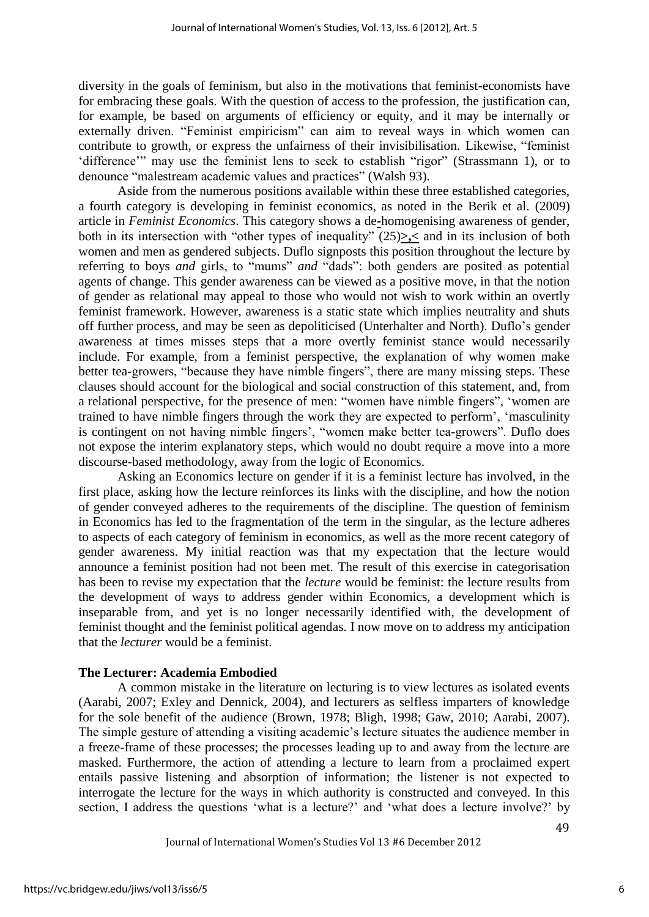diversity in the goals of feminism, but also in the motivations that feminist-economists have for embracing these goals. With the question of access to the profession, the justification can, for example, be based on arguments of efficiency or equity, and it may be internally or externally driven. "Feminist empiricism" can aim to reveal ways in which women can contribute to growth, or express the unfairness of their invisibilisation. Likewise, "feminist 'difference'" may use the feminist lens to seek to establish "rigor" (Strassmann 1), or to denounce "malestream academic values and practices" (Walsh 93).

Aside from the numerous positions available within these three established categories, a fourth category is developing in feminist economics, as noted in the Berik et al. (2009) article in *Feminist Economics*. This category shows a de-homogenising awareness of gender, both in its intersection with "other types of inequality" (25)>,< and in its inclusion of both women and men as gendered subjects. Duflo signposts this position throughout the lecture by referring to boys *and* girls, to "mums" *and* "dads": both genders are posited as potential agents of change. This gender awareness can be viewed as a positive move, in that the notion of gender as relational may appeal to those who would not wish to work within an overtly feminist framework. However, awareness is a static state which implies neutrality and shuts off further process, and may be seen as depoliticised (Unterhalter and North). Duflo's gender awareness at times misses steps that a more overtly feminist stance would necessarily include. For example, from a feminist perspective, the explanation of why women make better tea-growers, "because they have nimble fingers", there are many missing steps. These clauses should account for the biological and social construction of this statement, and, from a relational perspective, for the presence of men: "women have nimble fingers", 'women are trained to have nimble fingers through the work they are expected to perform', 'masculinity is contingent on not having nimble fingers', "women make better tea-growers". Duflo does not expose the interim explanatory steps, which would no doubt require a move into a more discourse-based methodology, away from the logic of Economics.

Asking an Economics lecture on gender if it is a feminist lecture has involved, in the first place, asking how the lecture reinforces its links with the discipline, and how the notion of gender conveyed adheres to the requirements of the discipline. The question of feminism in Economics has led to the fragmentation of the term in the singular, as the lecture adheres to aspects of each category of feminism in economics, as well as the more recent category of gender awareness. My initial reaction was that my expectation that the lecture would announce a feminist position had not been met. The result of this exercise in categorisation has been to revise my expectation that the *lecture* would be feminist: the lecture results from the development of ways to address gender within Economics, a development which is inseparable from, and yet is no longer necessarily identified with, the development of feminist thought and the feminist political agendas. I now move on to address my anticipation that the *lecturer* would be a feminist.

**The Lecturer: Academia Embodied**

A common mistake in the literature on lecturing is to view lectures as isolated events (Aarabi, 2007; Exley and Dennick, 2004), and lecturers as selfless imparters of knowledge for the sole benefit of the audience (Brown, 1978; Bligh, 1998; Gaw, 2010; Aarabi, 2007). The simple gesture of attending a visiting academic's lecture situates the audience member in a freeze-frame of these processes; the processes leading up to and away from the lecture are masked. Furthermore, the action of attending a lecture to learn from a proclaimed expert entails passive listening and absorption of information; the listener is not expected to interrogate the lecture for the ways in which authority is constructed and conveyed. In this section, I address the questions 'what is a lecture?' and 'what does a lecture involve?' by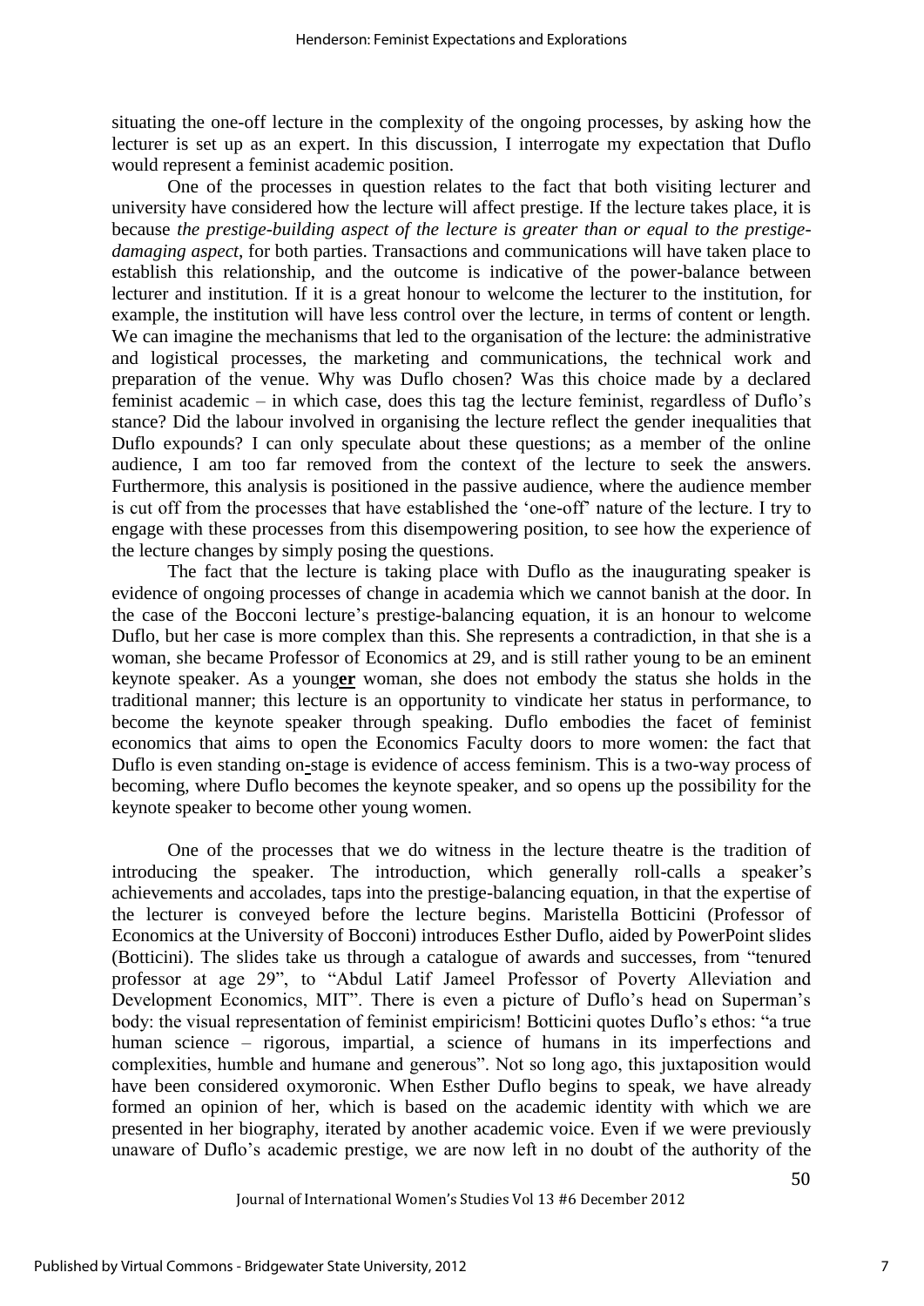situating the one-off lecture in the complexity of the ongoing processes, by asking how the lecturer is set up as an expert. In this discussion, I interrogate my expectation that Duflo would represent a feminist academic position.

One of the processes in question relates to the fact that both visiting lecturer and university have considered how the lecture will affect prestige. If the lecture takes place, it is because *the prestige-building aspect of the lecture is greater than or equal to the prestige-damaging aspect*, for both parties. Transactions and communications will have taken place to establish this relationship, and the outcome is indicative of the power-balance between lecturer and institution. If it is a great honour to welcome the lecturer to the institution, for example, the institution will have less control over the lecture, in terms of content or length. We can imagine the mechanisms that led to the organisation of the lecture: the administrative and logistical processes, the marketing and communications, the technical work and preparation of the venue. Why was Duflo chosen? Was this choice made by a declared feminist academic – in which case, does this tag the lecture feminist, regardless of Duflo's stance? Did the labour involved in organising the lecture reflect the gender inequalities that Duflo expounds? I can only speculate about these questions; as a member of the online audience, I am too far removed from the context of the lecture to seek the answers. Furthermore, this analysis is positioned in the passive audience, where the audience member is cut off from the processes that have established the 'one-off' nature of the lecture. I try to engage with these processes from this disempowering position, to see how the experience of the lecture changes by simply posing the questions.

The fact that the lecture is taking place with Duflo as the inaugurating speaker is evidence of ongoing processes of change in academia which we cannot banish at the door. In the case of the Bocconi lecture's prestige-balancing equation, it is an honour to welcome Duflo, but her case is more complex than this. She represents a contradiction, in that she is a woman, she became Professor of Economics at 29, and is still rather young to be an eminent keynote speaker. As a young**er** woman, she does not embody the status she holds in the traditional manner; this lecture is an opportunity to vindicate her status in performance, to become the keynote speaker through speaking. Duflo embodies the facet of feminist economics that aims to open the Economics Faculty doors to more women: the fact that Duflo is even standing on**-**stage is evidence of access feminism. This is a two-way process of becoming, where Duflo becomes the keynote speaker, and so opens up the possibility for the keynote speaker to become other young women.

One of the processes that we do witness in the lecture theatre is the tradition of introducing the speaker. The introduction, which generally roll-calls a speaker's achievements and accolades, taps into the prestige-balancing equation, in that the expertise of the lecturer is conveyed before the lecture begins. Maristella Botticini (Professor of Economics at the University of Bocconi) introduces Esther Duflo, aided by PowerPoint slides (Botticini). The slides take us through a catalogue of awards and successes, from "tenured professor at age 29", to "Abdul Latif Jameel Professor of Poverty Alleviation and Development Economics, MIT". There is even a picture of Duflo's head on Superman's body: the visual representation of feminist empiricism! Botticini quotes Duflo's ethos: "a true human science – rigorous, impartial, a science of humans in its imperfections and complexities, humble and humane and generous". Not so long ago, this juxtaposition would have been considered oxymoronic. When Esther Duflo begins to speak, we have already formed an opinion of her, which is based on the academic identity with which we are presented in her biography, iterated by another academic voice. Even if we were previously unaware of Duflo's academic prestige, we are now left in no doubt of the authority of the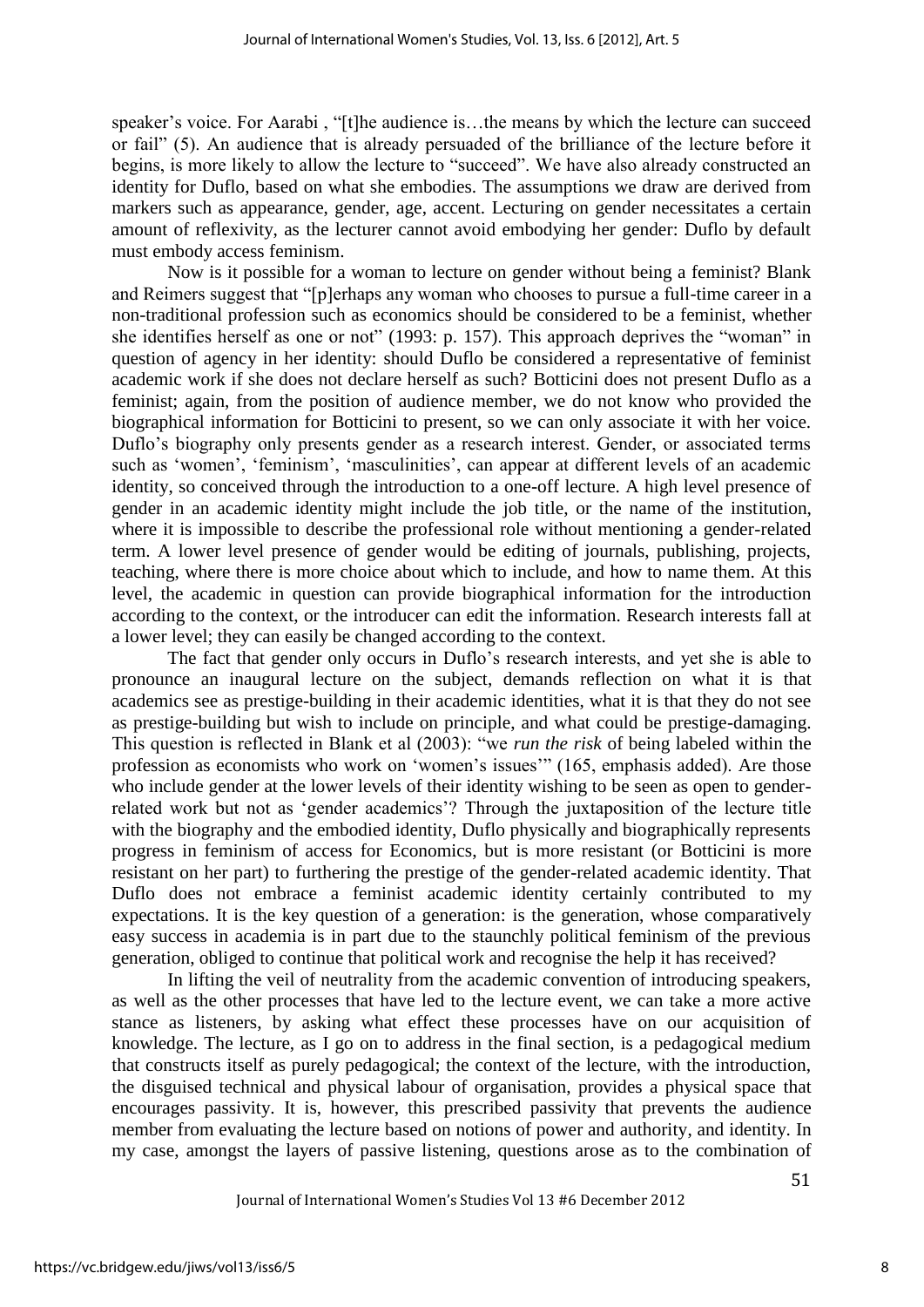speaker's voice. For Aarabi , "[t]he audience is…the means by which the lecture can succeed or fail" (5). An audience that is already persuaded of the brilliance of the lecture before it begins, is more likely to allow the lecture to "succeed". We have also already constructed an identity for Duflo, based on what she embodies. The assumptions we draw are derived from markers such as appearance, gender, age, accent. Lecturing on gender necessitates a certain amount of reflexivity, as the lecturer cannot avoid embodying her gender: Duflo by default must embody access feminism.

Now is it possible for a woman to lecture on gender without being a feminist? Blank and Reimers suggest that "[p]erhaps any woman who chooses to pursue a full-time career in a non-traditional profession such as economics should be considered to be a feminist, whether she identifies herself as one or not" (1993: p. 157). This approach deprives the "woman" in question of agency in her identity: should Duflo be considered a representative of feminist academic work if she does not declare herself as such? Botticini does not present Duflo as a feminist; again, from the position of audience member, we do not know who provided the biographical information for Botticini to present, so we can only associate it with her voice. Duflo's biography only presents gender as a research interest. Gender, or associated terms such as 'women', 'feminism', 'masculinities', can appear at different levels of an academic identity, so conceived through the introduction to a one-off lecture. A high level presence of gender in an academic identity might include the job title, or the name of the institution, where it is impossible to describe the professional role without mentioning a gender-related term. A lower level presence of gender would be editing of journals, publishing, projects, teaching, where there is more choice about which to include, and how to name them. At this level, the academic in question can provide biographical information for the introduction according to the context, or the introducer can edit the information. Research interests fall at a lower level; they can easily be changed according to the context.

The fact that gender only occurs in Duflo's research interests, and yet she is able to pronounce an inaugural lecture on the subject, demands reflection on what it is that academics see as prestige-building in their academic identities, what it is that they do not see as prestige-building but wish to include on principle, and what could be prestige-damaging. This question is reflected in Blank et al (2003): "we *run the risk* of being labeled within the profession as economists who work on 'women's issues'" (165, emphasis added). Are those who include gender at the lower levels of their identity wishing to be seen as open to gender-related work but not as 'gender academics'? Through the juxtaposition of the lecture title with the biography and the embodied identity, Duflo physically and biographically represents progress in feminism of access for Economics, but is more resistant (or Botticini is more resistant on her part) to furthering the prestige of the gender-related academic identity. That Duflo does not embrace a feminist academic identity certainly contributed to my expectations. It is the key question of a generation: is the generation, whose comparatively easy success in academia is in part due to the staunchly political feminism of the previous generation, obliged to continue that political work and recognise the help it has received?

In lifting the veil of neutrality from the academic convention of introducing speakers, as well as the other processes that have led to the lecture event, we can take a more active stance as listeners, by asking what effect these processes have on our acquisition of knowledge. The lecture, as I go on to address in the final section, is a pedagogical medium that constructs itself as purely pedagogical; the context of the lecture, with the introduction, the disguised technical and physical labour of organisation, provides a physical space that encourages passivity. It is, however, this prescribed passivity that prevents the audience member from evaluating the lecture based on notions of power and authority, and identity. In my case, amongst the layers of passive listening, questions arose as to the combination of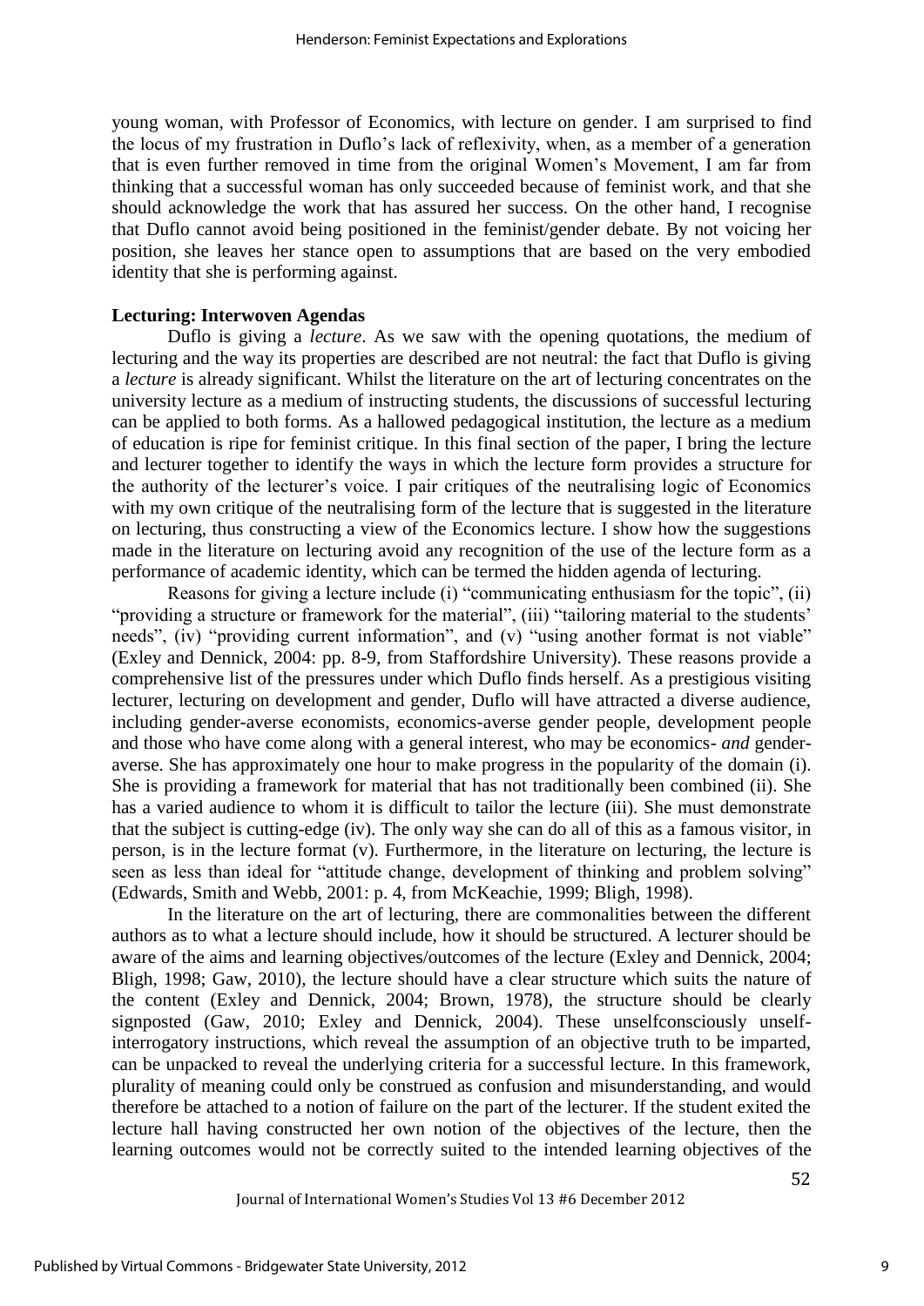young woman, with Professor of Economics, with lecture on gender. I am surprised to find the locus of my frustration in Duflo's lack of reflexivity, when, as a member of a generation that is even further removed in time from the original Women's Movement, I am far from thinking that a successful woman has only succeeded because of feminist work, and that she should acknowledge the work that has assured her success. On the other hand, I recognise that Duflo cannot avoid being positioned in the feminist/gender debate. By not voicing her position, she leaves her stance open to assumptions that are based on the very embodied identity that she is performing against.

**Lecturing: Interwoven Agendas**

Duflo is giving a *lecture*. As we saw with the opening quotations, the medium of lecturing and the way its properties are described are not neutral: the fact that Duflo is giving a *lecture* is already significant. Whilst the literature on the art of lecturing concentrates on the university lecture as a medium of instructing students, the discussions of successful lecturing can be applied to both forms. As a hallowed pedagogical institution, the lecture as a medium of education is ripe for feminist critique. In this final section of the paper, I bring the lecture and lecturer together to identify the ways in which the lecture form provides a structure for the authority of the lecturer's voice. I pair critiques of the neutralising logic of Economics with my own critique of the neutralising form of the lecture that is suggested in the literature on lecturing, thus constructing a view of the Economics lecture. I show how the suggestions made in the literature on lecturing avoid any recognition of the use of the lecture form as a performance of academic identity, which can be termed the hidden agenda of lecturing.

Reasons for giving a lecture include (i) "communicating enthusiasm for the topic", (ii) "providing a structure or framework for the material", (iii) "tailoring material to the students' needs", (iv) "providing current information", and (v) "using another format is not viable" (Exley and Dennick, 2004: pp. 8-9, from Staffordshire University). These reasons provide a comprehensive list of the pressures under which Duflo finds herself. As a prestigious visiting lecturer, lecturing on development and gender, Duflo will have attracted a diverse audience, including gender-averse economists, economics-averse gender people, development people and those who have come along with a general interest, who may be economics- *and* gender-averse. She has approximately one hour to make progress in the popularity of the domain (i). She is providing a framework for material that has not traditionally been combined (ii). She has a varied audience to whom it is difficult to tailor the lecture (iii). She must demonstrate that the subject is cutting-edge (iv). The only way she can do all of this as a famous visitor, in person, is in the lecture format (v). Furthermore, in the literature on lecturing, the lecture is seen as less than ideal for "attitude change, development of thinking and problem solving" (Edwards, Smith and Webb, 2001: p. 4, from McKeachie, 1999; Bligh, 1998).

In the literature on the art of lecturing, there are commonalities between the different authors as to what a lecture should include, how it should be structured. A lecturer should be aware of the aims and learning objectives/outcomes of the lecture (Exley and Dennick, 2004; Bligh, 1998; Gaw, 2010), the lecture should have a clear structure which suits the nature of the content (Exley and Dennick, 2004; Brown, 1978), the structure should be clearly signposted (Gaw, 2010; Exley and Dennick, 2004). These unselfconsciously unself-interrogatory instructions, which reveal the assumption of an objective truth to be imparted, can be unpacked to reveal the underlying criteria for a successful lecture. In this framework, plurality of meaning could only be construed as confusion and misunderstanding, and would therefore be attached to a notion of failure on the part of the lecturer. If the student exited the lecture hall having constructed her own notion of the objectives of the lecture, then the learning outcomes would not be correctly suited to the intended learning objectives of the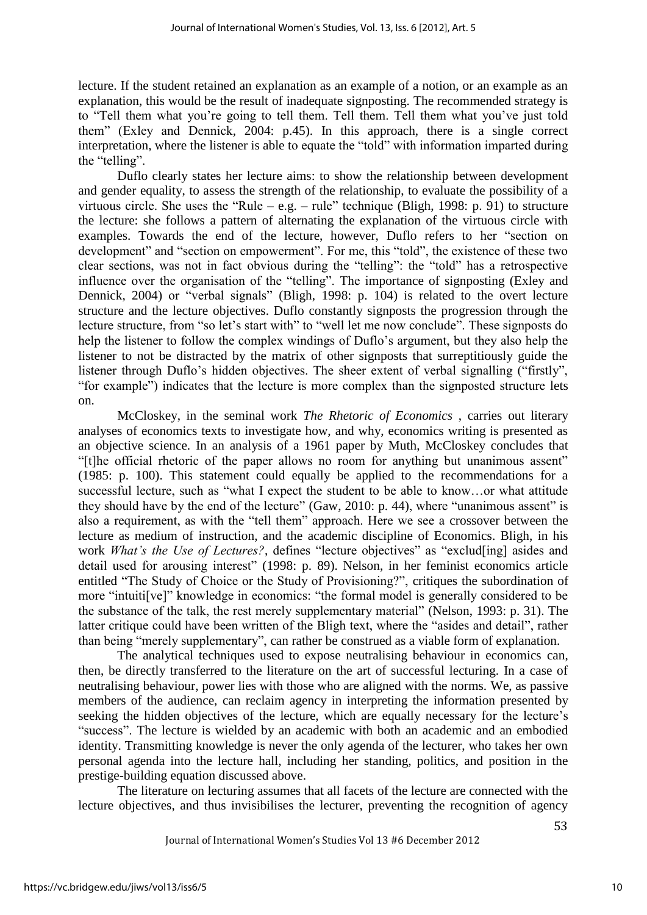lecture. If the student retained an explanation as an example of a notion, or an example as an explanation, this would be the result of inadequate signposting. The recommended strategy is to "Tell them what you're going to tell them. Tell them. Tell them what you've just told them" (Exley and Dennick, 2004: p.45). In this approach, there is a single correct interpretation, where the listener is able to equate the "told" with information imparted during the "telling".

Duflo clearly states her lecture aims: to show the relationship between development and gender equality, to assess the strength of the relationship, to evaluate the possibility of a virtuous circle. She uses the "Rule – e.g. – rule" technique (Bligh, 1998: p. 91) to structure the lecture: she follows a pattern of alternating the explanation of the virtuous circle with examples. Towards the end of the lecture, however, Duflo refers to her "section on development" and "section on empowerment". For me, this "told", the existence of these two clear sections, was not in fact obvious during the "telling": the "told" has a retrospective influence over the organisation of the "telling". The importance of signposting (Exley and Dennick, 2004) or "verbal signals" (Bligh, 1998: p. 104) is related to the overt lecture structure and the lecture objectives. Duflo constantly signposts the progression through the lecture structure, from "so let's start with" to "well let me now conclude". These signposts do help the listener to follow the complex windings of Duflo's argument, but they also help the listener to not be distracted by the matrix of other signposts that surreptitiously guide the listener through Duflo's hidden objectives. The sheer extent of verbal signalling ("firstly", "for example") indicates that the lecture is more complex than the signposted structure lets on.

McCloskey, in the seminal work *The Rhetoric of Economics* , carries out literary analyses of economics texts to investigate how, and why, economics writing is presented as an objective science. In an analysis of a 1961 paper by Muth, McCloskey concludes that "[t]he official rhetoric of the paper allows no room for anything but unanimous assent" (1985: p. 100). This statement could equally be applied to the recommendations for a successful lecture, such as "what I expect the student to be able to know…or what attitude they should have by the end of the lecture" (Gaw, 2010: p. 44), where "unanimous assent" is also a requirement, as with the "tell them" approach. Here we see a crossover between the lecture as medium of instruction, and the academic discipline of Economics. Bligh, in his work *What's the Use of Lectures?*, defines "lecture objectives" as "exclud[ing] asides and detail used for arousing interest" (1998: p. 89). Nelson, in her feminist economics article entitled "The Study of Choice or the Study of Provisioning?", critiques the subordination of more "intuiti[ve]" knowledge in economics: "the formal model is generally considered to be the substance of the talk, the rest merely supplementary material" (Nelson, 1993: p. 31). The latter critique could have been written of the Bligh text, where the "asides and detail", rather than being "merely supplementary", can rather be construed as a viable form of explanation.

The analytical techniques used to expose neutralising behaviour in economics can, then, be directly transferred to the literature on the art of successful lecturing. In a case of neutralising behaviour, power lies with those who are aligned with the norms. We, as passive members of the audience, can reclaim agency in interpreting the information presented by seeking the hidden objectives of the lecture, which are equally necessary for the lecture's "success". The lecture is wielded by an academic with both an academic and an embodied identity. Transmitting knowledge is never the only agenda of the lecturer, who takes her own personal agenda into the lecture hall, including her standing, politics, and position in the prestige-building equation discussed above.

The literature on lecturing assumes that all facets of the lecture are connected with the lecture objectives, and thus invisibilises the lecturer, preventing the recognition of agency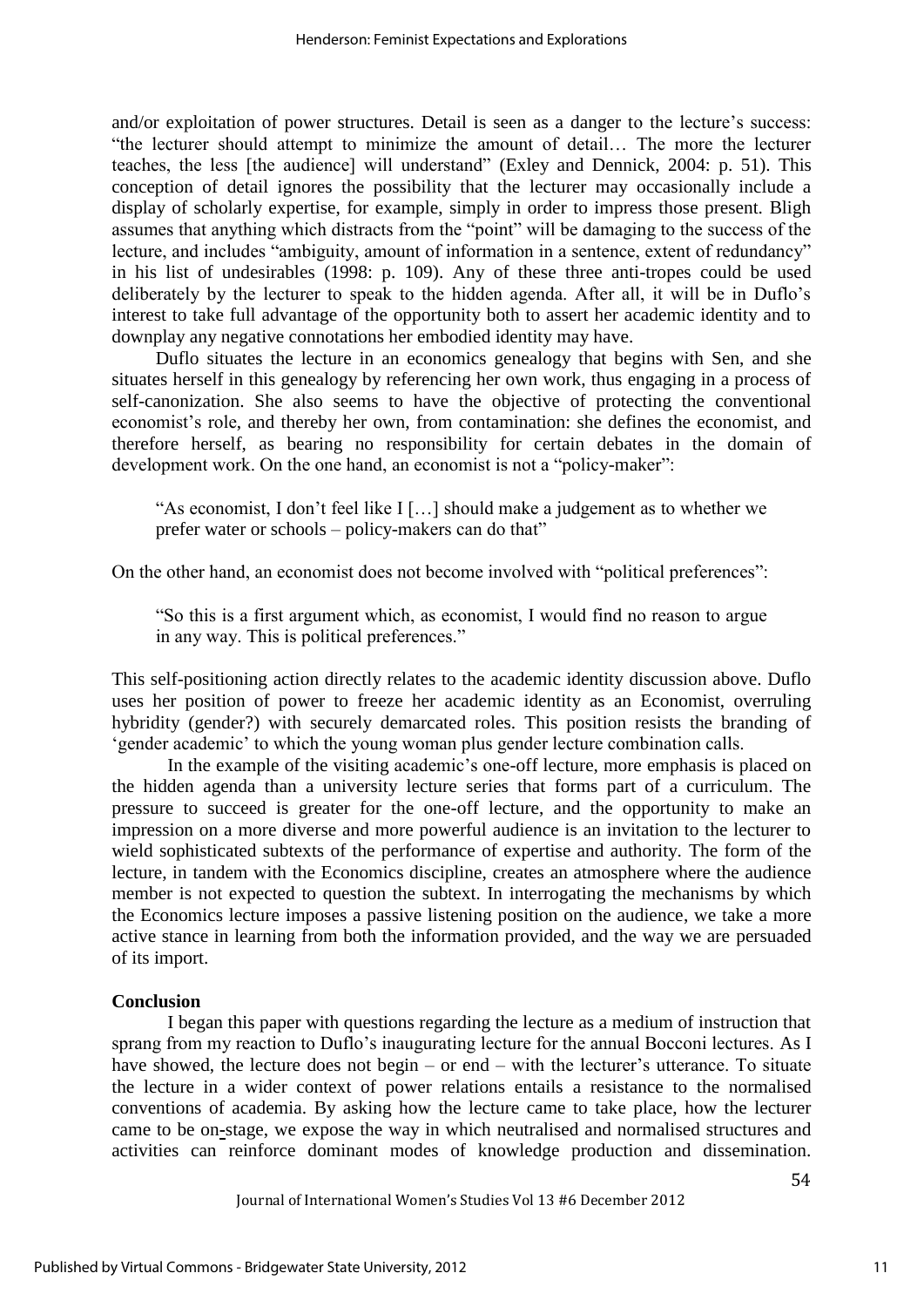and/or exploitation of power structures. Detail is seen as a danger to the lecture's success: "the lecturer should attempt to minimize the amount of detail… The more the lecturer teaches, the less [the audience] will understand" (Exley and Dennick, 2004: p. 51). This conception of detail ignores the possibility that the lecturer may occasionally include a display of scholarly expertise, for example, simply in order to impress those present. Bligh assumes that anything which distracts from the "point" will be damaging to the success of the lecture, and includes "ambiguity, amount of information in a sentence, extent of redundancy" in his list of undesirables (1998: p. 109). Any of these three anti-tropes could be used deliberately by the lecturer to speak to the hidden agenda. After all, it will be in Duflo's interest to take full advantage of the opportunity both to assert her academic identity and to downplay any negative connotations her embodied identity may have.

Duflo situates the lecture in an economics genealogy that begins with Sen, and she situates herself in this genealogy by referencing her own work, thus engaging in a process of self-canonization. She also seems to have the objective of protecting the conventional economist's role, and thereby her own, from contamination: she defines the economist, and therefore herself, as bearing no responsibility for certain debates in the domain of development work. On the one hand, an economist is not a "policy-maker":

> "As economist, I don't feel like I […] should make a judgement as to whether we prefer water or schools – policy-makers can do that"

On the other hand, an economist does not become involved with "political preferences":

> "So this is a first argument which, as economist, I would find no reason to argue in any way. This is political preferences."

This self-positioning action directly relates to the academic identity discussion above. Duflo uses her position of power to freeze her academic identity as an Economist, overruling hybridity (gender?) with securely demarcated roles. This position resists the branding of 'gender academic' to which the young woman plus gender lecture combination calls.

In the example of the visiting academic's one-off lecture, more emphasis is placed on the hidden agenda than a university lecture series that forms part of a curriculum. The pressure to succeed is greater for the one-off lecture, and the opportunity to make an impression on a more diverse and more powerful audience is an invitation to the lecturer to wield sophisticated subtexts of the performance of expertise and authority. The form of the lecture, in tandem with the Economics discipline, creates an atmosphere where the audience member is not expected to question the subtext. In interrogating the mechanisms by which the Economics lecture imposes a passive listening position on the audience, we take a more active stance in learning from both the information provided, and the way we are persuaded of its import.

**Conclusion**

I began this paper with questions regarding the lecture as a medium of instruction that sprang from my reaction to Duflo's inaugurating lecture for the annual Bocconi lectures. As I have showed, the lecture does not begin – or end – with the lecturer's utterance. To situate the lecture in a wider context of power relations entails a resistance to the normalised conventions of academia. By asking how the lecture came to take place, how the lecturer came to be on-stage, we expose the way in which neutralised and normalised structures and activities can reinforce dominant modes of knowledge production and dissemination.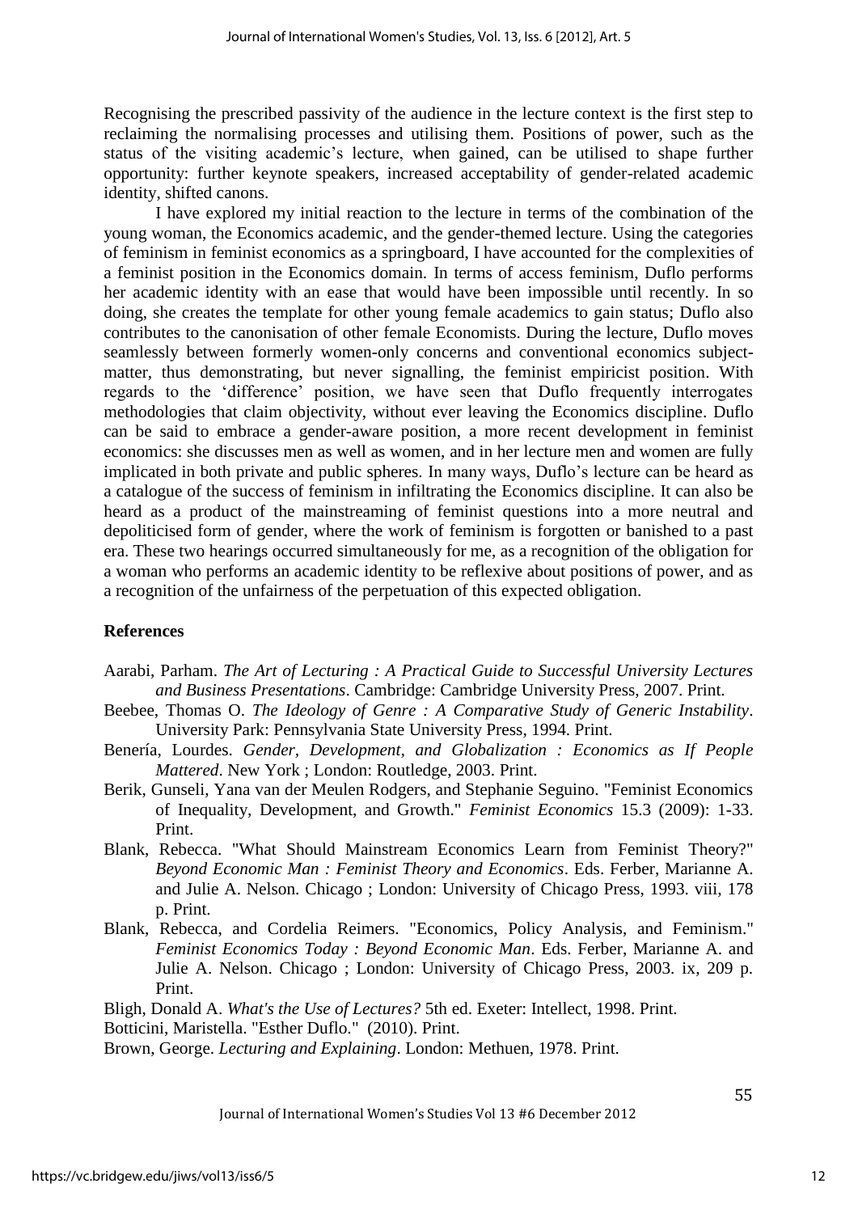Recognising the prescribed passivity of the audience in the lecture context is the first step to reclaiming the normalising processes and utilising them. Positions of power, such as the status of the visiting academic's lecture, when gained, can be utilised to shape further opportunity: further keynote speakers, increased acceptability of gender-related academic identity, shifted canons.

I have explored my initial reaction to the lecture in terms of the combination of the young woman, the Economics academic, and the gender-themed lecture. Using the categories of feminism in feminist economics as a springboard, I have accounted for the complexities of a feminist position in the Economics domain. In terms of access feminism, Duflo performs her academic identity with an ease that would have been impossible until recently. In so doing, she creates the template for other young female academics to gain status; Duflo also contributes to the canonisation of other female Economists. During the lecture, Duflo moves seamlessly between formerly women-only concerns and conventional economics subject-matter, thus demonstrating, but never signalling, the feminist empiricist position. With regards to the 'difference' position, we have seen that Duflo frequently interrogates methodologies that claim objectivity, without ever leaving the Economics discipline. Duflo can be said to embrace a gender-aware position, a more recent development in feminist economics: she discusses men as well as women, and in her lecture men and women are fully implicated in both private and public spheres. In many ways, Duflo's lecture can be heard as a catalogue of the success of feminism in infiltrating the Economics discipline. It can also be heard as a product of the mainstreaming of feminist questions into a more neutral and depoliticised form of gender, where the work of feminism is forgotten or banished to a past era. These two hearings occurred simultaneously for me, as a recognition of the obligation for a woman who performs an academic identity to be reflexive about positions of power, and as a recognition of the unfairness of the perpetuation of this expected obligation.

## References

Aarabi, Parham. *The Art of Lecturing : A Practical Guide to Successful University Lectures and Business Presentations*. Cambridge: Cambridge University Press, 2007. Print.

Beebee, Thomas O. *The Ideology of Genre : A Comparative Study of Generic Instability*. University Park: Pennsylvania State University Press, 1994. Print.

Benería, Lourdes. *Gender, Development, and Globalization : Economics as If People Mattered*. New York ; London: Routledge, 2003. Print.

Berik, Gunseli, Yana van der Meulen Rodgers, and Stephanie Seguino. "Feminist Economics of Inequality, Development, and Growth." *Feminist Economics* 15.3 (2009): 1-33. Print.

Blank, Rebecca. "What Should Mainstream Economics Learn from Feminist Theory?" *Beyond Economic Man : Feminist Theory and Economics*. Eds. Ferber, Marianne A. and Julie A. Nelson. Chicago ; London: University of Chicago Press, 1993. viii, 178 p. Print.

Blank, Rebecca, and Cordelia Reimers. "Economics, Policy Analysis, and Feminism." *Feminist Economics Today : Beyond Economic Man*. Eds. Ferber, Marianne A. and Julie A. Nelson. Chicago ; London: University of Chicago Press, 2003. ix, 209 p. Print.

Bligh, Donald A. *What's the Use of Lectures?* 5th ed. Exeter: Intellect, 1998. Print.

Botticini, Maristella. "Esther Duflo." (2010). Print.

Brown, George. *Lecturing and Explaining*. London: Methuen, 1978. Print.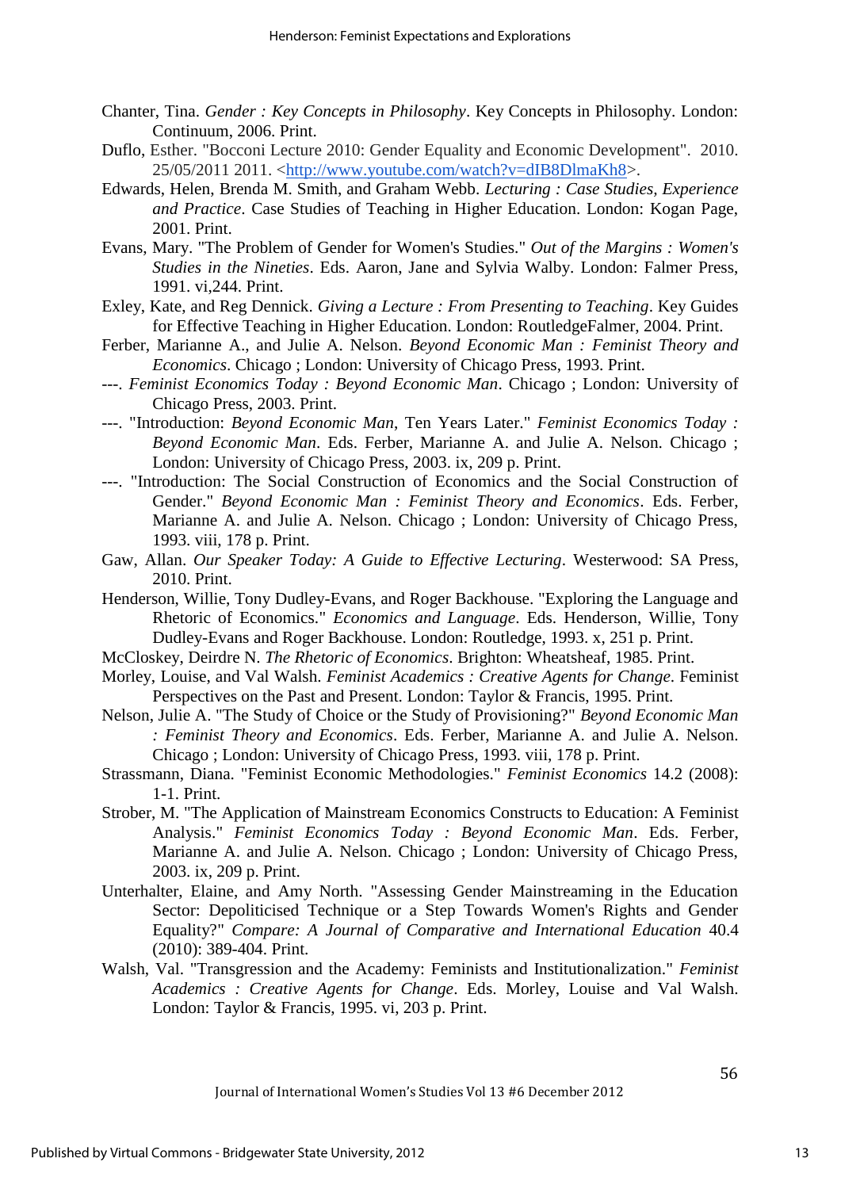Chanter, Tina. *Gender : Key Concepts in Philosophy*. Key Concepts in Philosophy. London: Continuum, 2006. Print.

Duflo, Esther. "Bocconi Lecture 2010: Gender Equality and Economic Development". 2010. 25/05/2011 2011. <http://www.youtube.com/watch?v=dIB8DlmaKh8>.

Edwards, Helen, Brenda M. Smith, and Graham Webb. *Lecturing : Case Studies, Experience and Practice*. Case Studies of Teaching in Higher Education. London: Kogan Page, 2001. Print.

Evans, Mary. "The Problem of Gender for Women's Studies." *Out of the Margins : Women's Studies in the Nineties*. Eds. Aaron, Jane and Sylvia Walby. London: Falmer Press, 1991. vi,244. Print.

Exley, Kate, and Reg Dennick. *Giving a Lecture : From Presenting to Teaching*. Key Guides for Effective Teaching in Higher Education. London: RoutledgeFalmer, 2004. Print.

Ferber, Marianne A., and Julie A. Nelson. *Beyond Economic Man : Feminist Theory and Economics*. Chicago ; London: University of Chicago Press, 1993. Print.

---. *Feminist Economics Today : Beyond Economic Man*. Chicago ; London: University of Chicago Press, 2003. Print.

---. "Introduction: *Beyond Economic Man*, Ten Years Later." *Feminist Economics Today : Beyond Economic Man*. Eds. Ferber, Marianne A. and Julie A. Nelson. Chicago ; London: University of Chicago Press, 2003. ix, 209 p. Print.

---. "Introduction: The Social Construction of Economics and the Social Construction of Gender." *Beyond Economic Man : Feminist Theory and Economics*. Eds. Ferber, Marianne A. and Julie A. Nelson. Chicago ; London: University of Chicago Press, 1993. viii, 178 p. Print.

Gaw, Allan. *Our Speaker Today: A Guide to Effective Lecturing*. Westerwood: SA Press, 2010. Print.

Henderson, Willie, Tony Dudley-Evans, and Roger Backhouse. "Exploring the Language and Rhetoric of Economics." *Economics and Language*. Eds. Henderson, Willie, Tony Dudley-Evans and Roger Backhouse. London: Routledge, 1993. x, 251 p. Print.

McCloskey, Deirdre N. *The Rhetoric of Economics*. Brighton: Wheatsheaf, 1985. Print.

Morley, Louise, and Val Walsh. *Feminist Academics : Creative Agents for Change*. Feminist Perspectives on the Past and Present. London: Taylor & Francis, 1995. Print.

Nelson, Julie A. "The Study of Choice or the Study of Provisioning?" *Beyond Economic Man : Feminist Theory and Economics*. Eds. Ferber, Marianne A. and Julie A. Nelson. Chicago ; London: University of Chicago Press, 1993. viii, 178 p. Print.

Strassmann, Diana. "Feminist Economic Methodologies." *Feminist Economics* 14.2 (2008): 1-1. Print.

Strober, M. "The Application of Mainstream Economics Constructs to Education: A Feminist Analysis." *Feminist Economics Today : Beyond Economic Man*. Eds. Ferber, Marianne A. and Julie A. Nelson. Chicago ; London: University of Chicago Press, 2003. ix, 209 p. Print.

Unterhalter, Elaine, and Amy North. "Assessing Gender Mainstreaming in the Education Sector: Depoliticised Technique or a Step Towards Women's Rights and Gender Equality?" *Compare: A Journal of Comparative and International Education* 40.4 (2010): 389-404. Print.

Walsh, Val. "Transgression and the Academy: Feminists and Institutionalization." *Feminist Academics : Creative Agents for Change*. Eds. Morley, Louise and Val Walsh. London: Taylor & Francis, 1995. vi, 203 p. Print.